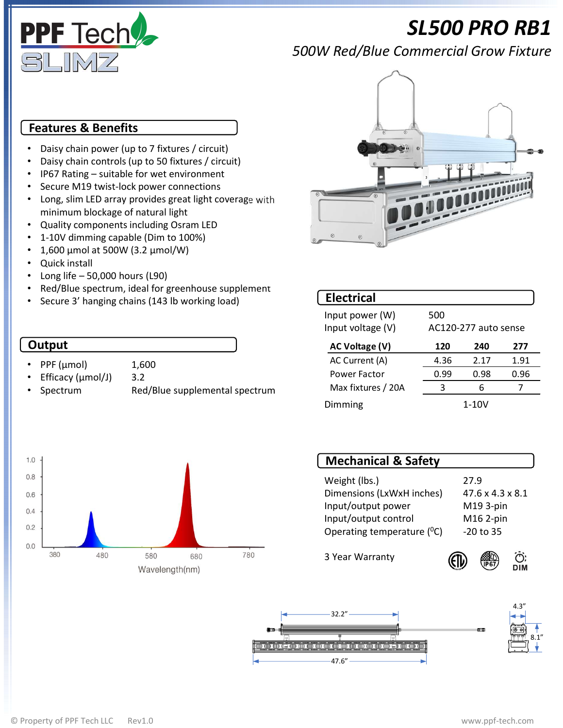# SL500 PRO RB1

*500W Red/Blue Commercial Grow Fixture*

## Features & Benefits

- Daisy chain power (up to 7 fixtures / circuit)
- Daisy chain controls (up to 50 fixtures / circuit)
- IP67 Rating – suitable for wet environment
- Secure M19 twist-lock power connections
- Long, slim LED array provides great light coverage with minimum blockage of natural light
- Quality components including Osram LED
- 1-10V dimming capable (Dim to 100%)
- 1,600 µmol at 500W (3.2 µmol/W)
- Quick install
- Long life – 50,000 hours (L90)
- Red/Blue spectrum, ideal for greenhouse supplement
- Secure 3' hanging chains (143 lb working load)

## Output

- PPF (µmol) 1,600
- Efficacy (µmol/J) 3.2
- Spectrum Red/Blue supplemental spectrum

## Electrical

Input power (W): 500
Input voltage (V): AC120-277 auto sense

| AC Voltage (V) | 120 | 240 | 277 |
|---|---|---|---|
| AC Current (A) | 4.36 | 2.17 | 1.91 |
| Power Factor | 0.99 | 0.98 | 0.96 |
| Max fixtures / 20A | 3 | 6 | 7 |

Dimming: 1-10V

## Mechanical & Safety

| | |
|---|---|
| Weight (lbs.) | 27.9 |
| Dimensions (LxWxH inches) | 47.6 x 4.3 x 8.1 |
| Input/output power | M19 3-pin |
| Input/output control | M16 2-pin |
| Operating temperature (⁰C) | -20 to 35 |

3 Year Warranty

DIM

32.2"

47.6"

4.3"

8.1"

Rev1.0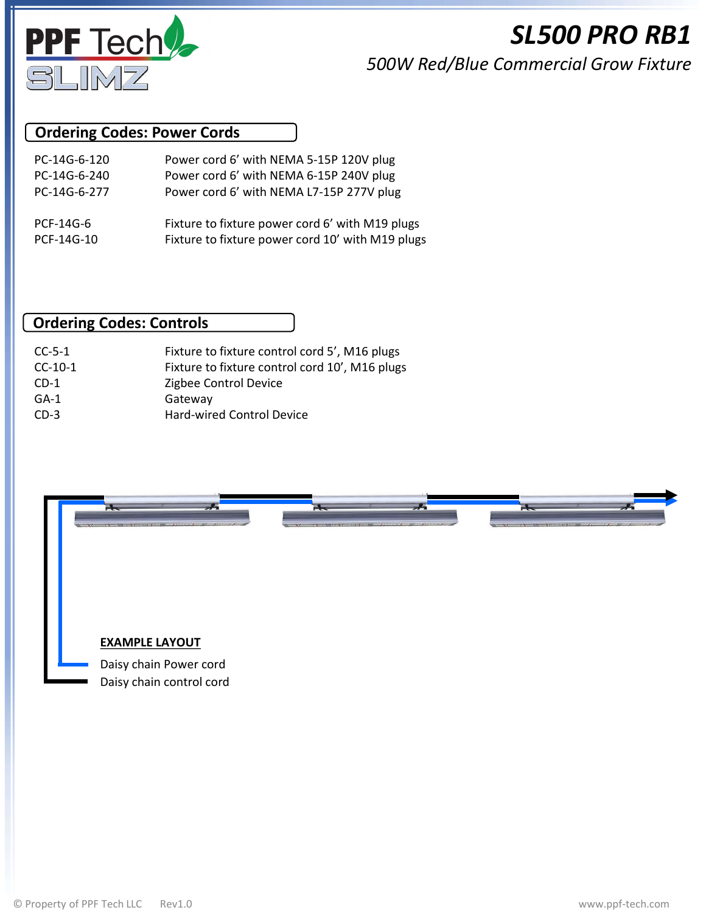# SL500 PRO RB1

*500W Red/Blue Commercial Grow Fixture*

## Ordering Codes: Power Cords

| | |
|---|---|
| PC-14G-6-120 | Power cord 6' with NEMA 5-15P 120V plug |
| PC-14G-6-240 | Power cord 6' with NEMA 6-15P 240V plug |
| PC-14G-6-277 | Power cord 6' with NEMA L7-15P 277V plug |
| PCF-14G-6 | Fixture to fixture power cord 6' with M19 plugs |
| PCF-14G-10 | Fixture to fixture power cord 10' with M19 plugs |

## Ordering Codes: Controls

| | |
|---|---|
| CC-5-1 | Fixture to fixture control cord 5', M16 plugs |
| CC-10-1 | Fixture to fixture control cord 10', M16 plugs |
| CD-1 | Zigbee Control Device |
| GA-1 | Gateway |
| CD-3 | Hard-wired Control Device |

**EXAMPLE LAYOUT**

Daisy chain Power cord

Daisy chain control cord